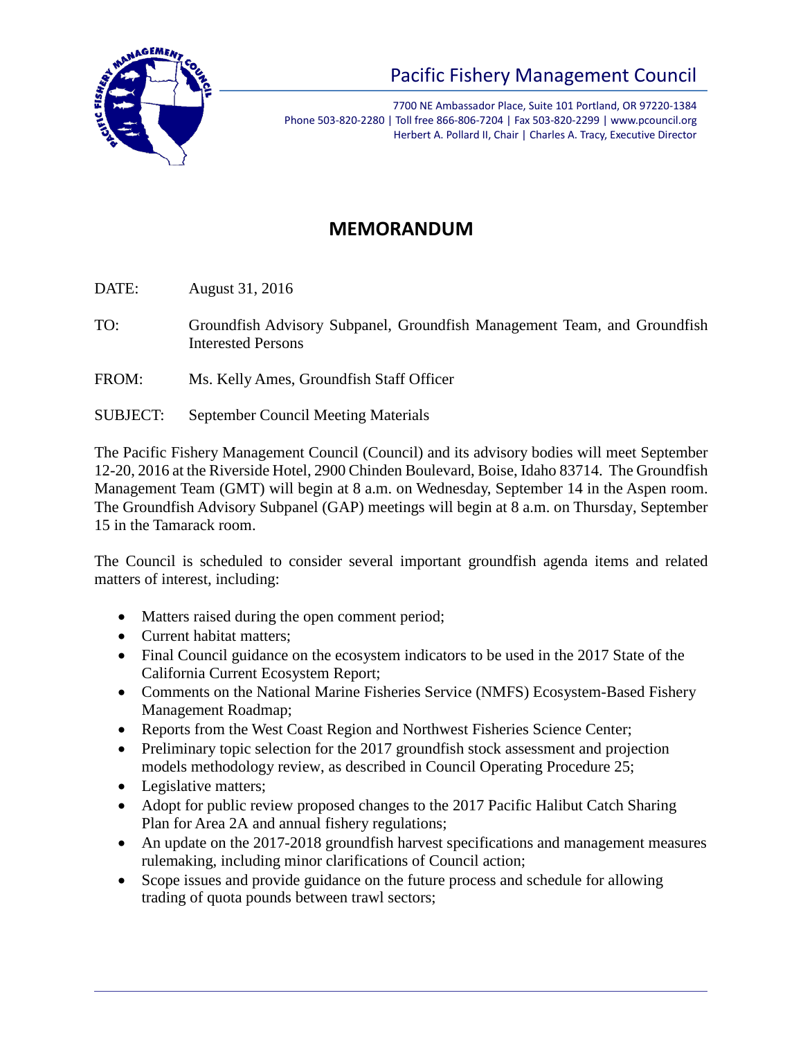# Pacific Fishery Management Council

7700 NE Ambassador Place, Suite 101 Portland, OR 97220-1384
Phone 503-820-2280 | Toll free 866-806-7204 | Fax 503-820-2299 | www.pcouncil.org
Herbert A. Pollard II, Chair | Charles A. Tracy, Executive Director

## MEMORANDUM

DATE: August 31, 2016

TO: Groundfish Advisory Subpanel, Groundfish Management Team, and Groundfish Interested Persons

FROM: Ms. Kelly Ames, Groundfish Staff Officer

SUBJECT: September Council Meeting Materials

The Pacific Fishery Management Council (Council) and its advisory bodies will meet September 12-20, 2016 at the Riverside Hotel, 2900 Chinden Boulevard, Boise, Idaho 83714. The Groundfish Management Team (GMT) will begin at 8 a.m. on Wednesday, September 14 in the Aspen room. The Groundfish Advisory Subpanel (GAP) meetings will begin at 8 a.m. on Thursday, September 15 in the Tamarack room.

The Council is scheduled to consider several important groundfish agenda items and related matters of interest, including:

- Matters raised during the open comment period;
- Current habitat matters;
- Final Council guidance on the ecosystem indicators to be used in the 2017 State of the California Current Ecosystem Report;
- Comments on the National Marine Fisheries Service (NMFS) Ecosystem-Based Fishery Management Roadmap;
- Reports from the West Coast Region and Northwest Fisheries Science Center;
- Preliminary topic selection for the 2017 groundfish stock assessment and projection models methodology review, as described in Council Operating Procedure 25;
- Legislative matters;
- Adopt for public review proposed changes to the 2017 Pacific Halibut Catch Sharing Plan for Area 2A and annual fishery regulations;
- An update on the 2017-2018 groundfish harvest specifications and management measures rulemaking, including minor clarifications of Council action;
- Scope issues and provide guidance on the future process and schedule for allowing trading of quota pounds between trawl sectors;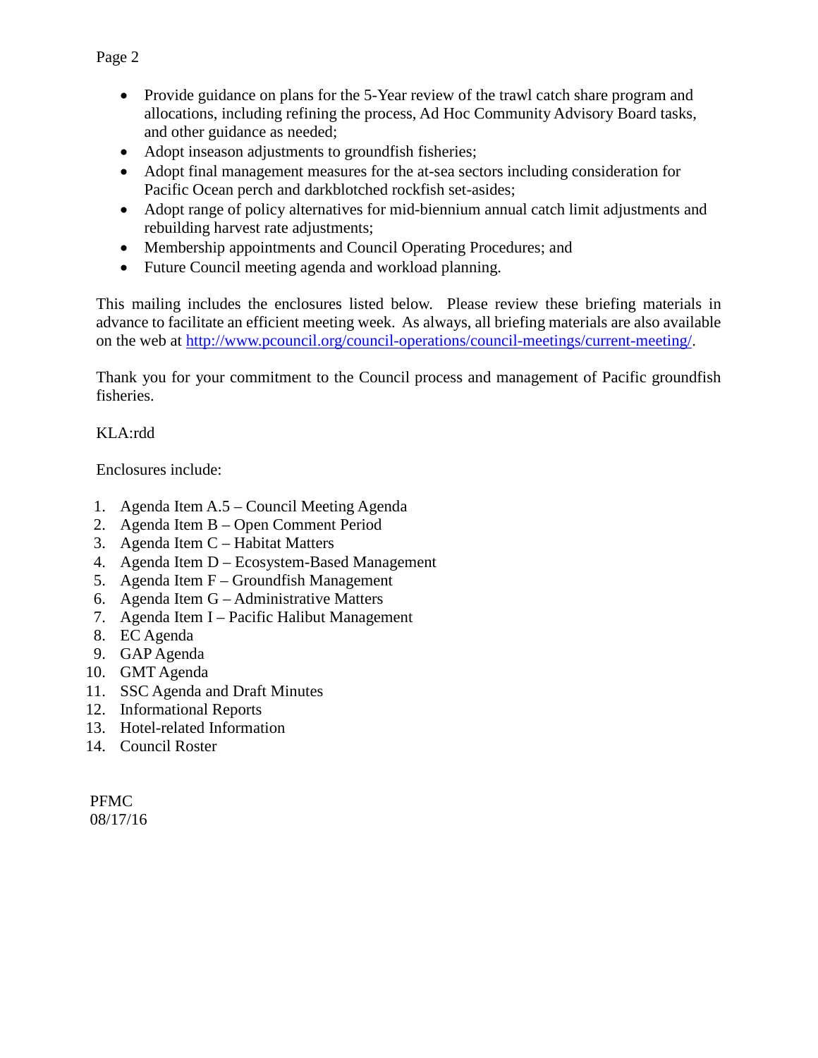- Provide guidance on plans for the 5-Year review of the trawl catch share program and allocations, including refining the process, Ad Hoc Community Advisory Board tasks, and other guidance as needed;
- Adopt inseason adjustments to groundfish fisheries;
- Adopt final management measures for the at-sea sectors including consideration for Pacific Ocean perch and darkblotched rockfish set-asides;
- Adopt range of policy alternatives for mid-biennium annual catch limit adjustments and rebuilding harvest rate adjustments;
- Membership appointments and Council Operating Procedures; and
- Future Council meeting agenda and workload planning.

This mailing includes the enclosures listed below. Please review these briefing materials in advance to facilitate an efficient meeting week. As always, all briefing materials are also available on the web at http://www.pcouncil.org/council-operations/council-meetings/current-meeting/.

Thank you for your commitment to the Council process and management of Pacific groundfish fisheries.

KLA:rdd

Enclosures include:

1. Agenda Item A.5 – Council Meeting Agenda
2. Agenda Item B – Open Comment Period
3. Agenda Item C – Habitat Matters
4. Agenda Item D – Ecosystem-Based Management
5. Agenda Item F – Groundfish Management
6. Agenda Item G – Administrative Matters
7. Agenda Item I – Pacific Halibut Management
8. EC Agenda
9. GAP Agenda
10. GMT Agenda
11. SSC Agenda and Draft Minutes
12. Informational Reports
13. Hotel-related Information
14. Council Roster

PFMC
08/17/16